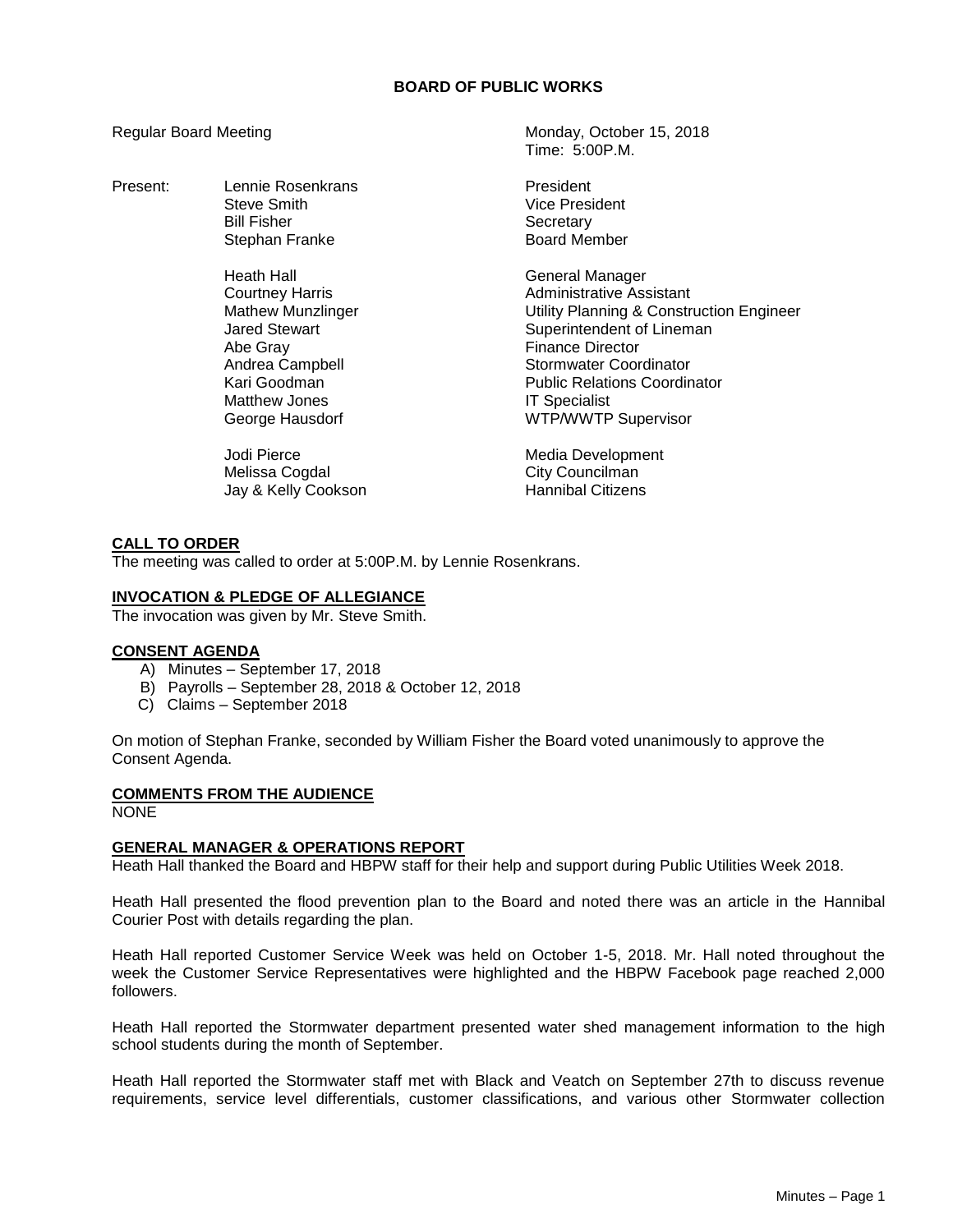# BOARD OF PUBLIC WORKS

Regular Board Meeting

Monday, October 15, 2018
Time: 5:00P.M.

Present:

| | |
|---|---|
| Lennie Rosenkrans | President |
| Steve Smith | Vice President |
| Bill Fisher | Secretary |
| Stephan Franke | Board Member |
| | |
| Heath Hall | General Manager |
| Courtney Harris | Administrative Assistant |
| Mathew Munzlinger | Utility Planning & Construction Engineer |
| Jared Stewart | Superintendent of Lineman |
| Abe Gray | Finance Director |
| Andrea Campbell | Stormwater Coordinator |
| Kari Goodman | Public Relations Coordinator |
| Matthew Jones | IT Specialist |
| George Hausdorf | WTP/WWTP Supervisor |
| | |
| Jodi Pierce | Media Development |
| Melissa Cogdal | City Councilman |
| Jay & Kelly Cookson | Hannibal Citizens |

## CALL TO ORDER

The meeting was called to order at 5:00P.M. by Lennie Rosenkrans.

## INVOCATION & PLEDGE OF ALLEGIANCE

The invocation was given by Mr. Steve Smith.

## CONSENT AGENDA

A) Minutes – September 17, 2018
B) Payrolls – September 28, 2018 & October 12, 2018
C) Claims – September 2018

On motion of Stephan Franke, seconded by William Fisher the Board voted unanimously to approve the Consent Agenda.

## COMMENTS FROM THE AUDIENCE

NONE

## GENERAL MANAGER & OPERATIONS REPORT

Heath Hall thanked the Board and HBPW staff for their help and support during Public Utilities Week 2018.

Heath Hall presented the flood prevention plan to the Board and noted there was an article in the Hannibal Courier Post with details regarding the plan.

Heath Hall reported Customer Service Week was held on October 1-5, 2018. Mr. Hall noted throughout the week the Customer Service Representatives were highlighted and the HBPW Facebook page reached 2,000 followers.

Heath Hall reported the Stormwater department presented water shed management information to the high school students during the month of September.

Heath Hall reported the Stormwater staff met with Black and Veatch on September 27th to discuss revenue requirements, service level differentials, customer classifications, and various other Stormwater collection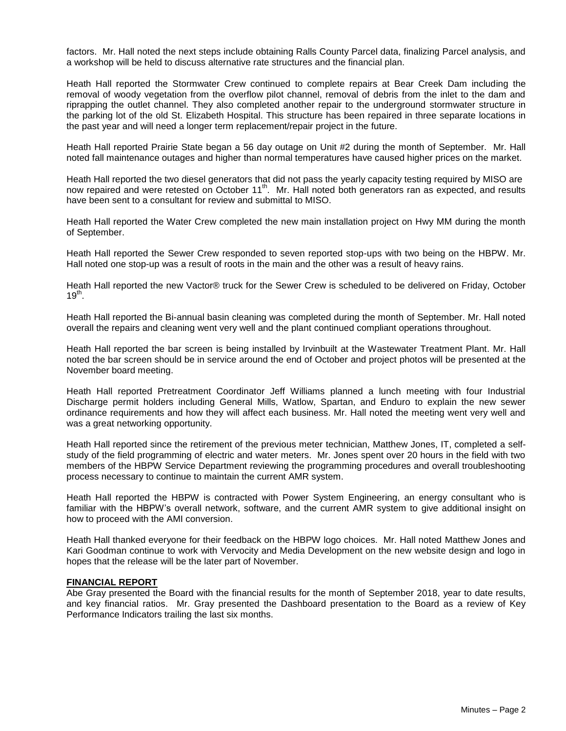factors. Mr. Hall noted the next steps include obtaining Ralls County Parcel data, finalizing Parcel analysis, and a workshop will be held to discuss alternative rate structures and the financial plan.

Heath Hall reported the Stormwater Crew continued to complete repairs at Bear Creek Dam including the removal of woody vegetation from the overflow pilot channel, removal of debris from the inlet to the dam and riprapping the outlet channel. They also completed another repair to the underground stormwater structure in the parking lot of the old St. Elizabeth Hospital. This structure has been repaired in three separate locations in the past year and will need a longer term replacement/repair project in the future.

Heath Hall reported Prairie State began a 56 day outage on Unit #2 during the month of September. Mr. Hall noted fall maintenance outages and higher than normal temperatures have caused higher prices on the market.

Heath Hall reported the two diesel generators that did not pass the yearly capacity testing required by MISO are now repaired and were retested on October 11th. Mr. Hall noted both generators ran as expected, and results have been sent to a consultant for review and submittal to MISO.

Heath Hall reported the Water Crew completed the new main installation project on Hwy MM during the month of September.

Heath Hall reported the Sewer Crew responded to seven reported stop-ups with two being on the HBPW. Mr. Hall noted one stop-up was a result of roots in the main and the other was a result of heavy rains.

Heath Hall reported the new Vactor® truck for the Sewer Crew is scheduled to be delivered on Friday, October 19th.

Heath Hall reported the Bi-annual basin cleaning was completed during the month of September. Mr. Hall noted overall the repairs and cleaning went very well and the plant continued compliant operations throughout.

Heath Hall reported the bar screen is being installed by Irvinbuilt at the Wastewater Treatment Plant. Mr. Hall noted the bar screen should be in service around the end of October and project photos will be presented at the November board meeting.

Heath Hall reported Pretreatment Coordinator Jeff Williams planned a lunch meeting with four Industrial Discharge permit holders including General Mills, Watlow, Spartan, and Enduro to explain the new sewer ordinance requirements and how they will affect each business. Mr. Hall noted the meeting went very well and was a great networking opportunity.

Heath Hall reported since the retirement of the previous meter technician, Matthew Jones, IT, completed a self-study of the field programming of electric and water meters. Mr. Jones spent over 20 hours in the field with two members of the HBPW Service Department reviewing the programming procedures and overall troubleshooting process necessary to continue to maintain the current AMR system.

Heath Hall reported the HBPW is contracted with Power System Engineering, an energy consultant who is familiar with the HBPW's overall network, software, and the current AMR system to give additional insight on how to proceed with the AMI conversion.

Heath Hall thanked everyone for their feedback on the HBPW logo choices. Mr. Hall noted Matthew Jones and Kari Goodman continue to work with Vervocity and Media Development on the new website design and logo in hopes that the release will be the later part of November.

## FINANCIAL REPORT

Abe Gray presented the Board with the financial results for the month of September 2018, year to date results, and key financial ratios. Mr. Gray presented the Dashboard presentation to the Board as a review of Key Performance Indicators trailing the last six months.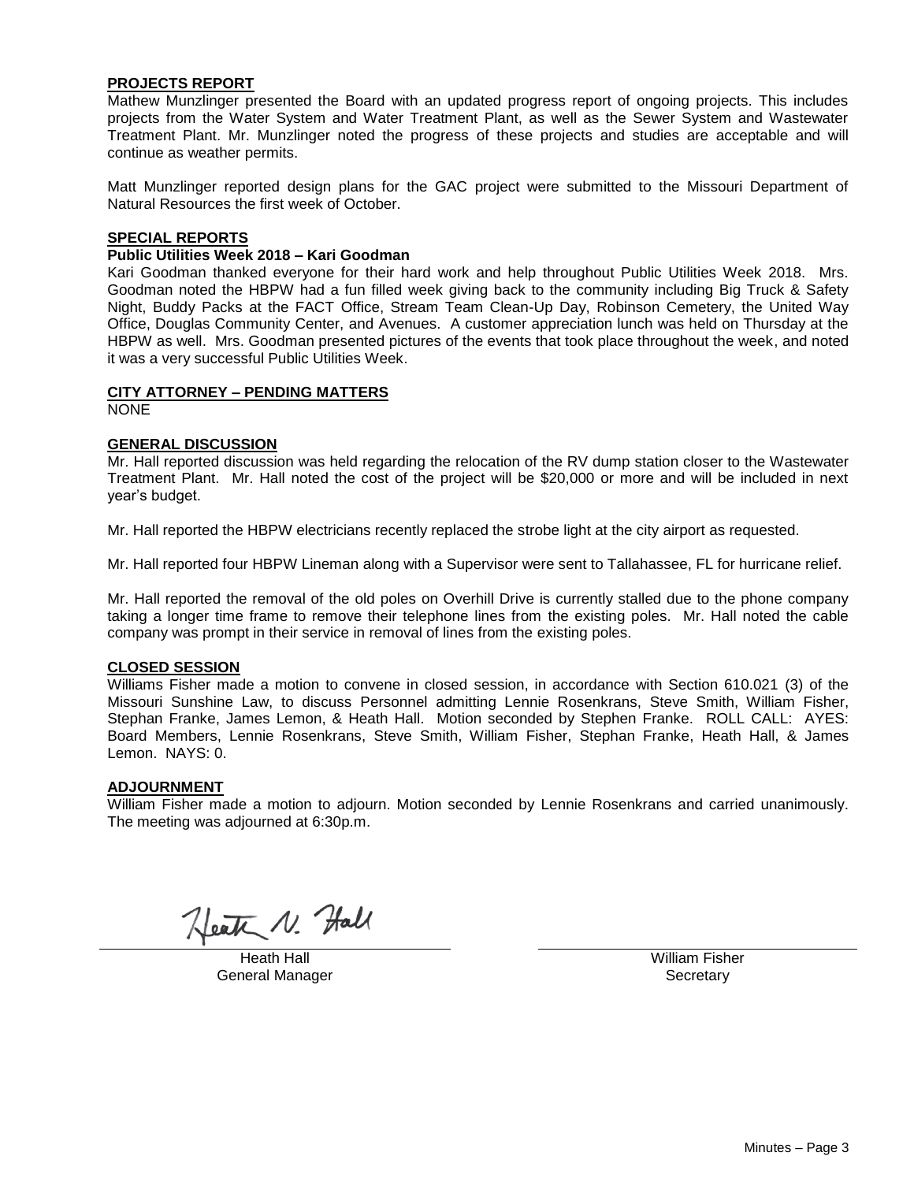**PROJECTS REPORT**

Mathew Munzlinger presented the Board with an updated progress report of ongoing projects. This includes projects from the Water System and Water Treatment Plant, as well as the Sewer System and Wastewater Treatment Plant. Mr. Munzlinger noted the progress of these projects and studies are acceptable and will continue as weather permits.

Matt Munzlinger reported design plans for the GAC project were submitted to the Missouri Department of Natural Resources the first week of October.

**SPECIAL REPORTS**

**Public Utilities Week 2018 – Kari Goodman**

Kari Goodman thanked everyone for their hard work and help throughout Public Utilities Week 2018. Mrs. Goodman noted the HBPW had a fun filled week giving back to the community including Big Truck & Safety Night, Buddy Packs at the FACT Office, Stream Team Clean-Up Day, Robinson Cemetery, the United Way Office, Douglas Community Center, and Avenues. A customer appreciation lunch was held on Thursday at the HBPW as well. Mrs. Goodman presented pictures of the events that took place throughout the week, and noted it was a very successful Public Utilities Week.

**CITY ATTORNEY – PENDING MATTERS**

NONE

**GENERAL DISCUSSION**

Mr. Hall reported discussion was held regarding the relocation of the RV dump station closer to the Wastewater Treatment Plant. Mr. Hall noted the cost of the project will be $20,000 or more and will be included in next year's budget.

Mr. Hall reported the HBPW electricians recently replaced the strobe light at the city airport as requested.

Mr. Hall reported four HBPW Lineman along with a Supervisor were sent to Tallahassee, FL for hurricane relief.

Mr. Hall reported the removal of the old poles on Overhill Drive is currently stalled due to the phone company taking a longer time frame to remove their telephone lines from the existing poles. Mr. Hall noted the cable company was prompt in their service in removal of lines from the existing poles.

**CLOSED SESSION**

Williams Fisher made a motion to convene in closed session, in accordance with Section 610.021 (3) of the Missouri Sunshine Law, to discuss Personnel admitting Lennie Rosenkrans, Steve Smith, William Fisher, Stephan Franke, James Lemon, & Heath Hall. Motion seconded by Stephen Franke. ROLL CALL: AYES: Board Members, Lennie Rosenkrans, Steve Smith, William Fisher, Stephan Franke, Heath Hall, & James Lemon. NAYS: 0.

**ADJOURNMENT**

William Fisher made a motion to adjourn. Motion seconded by Lennie Rosenkrans and carried unanimously. The meeting was adjourned at 6:30p.m.

Heath N. Hall

Heath Hall
General Manager

William Fisher
Secretary